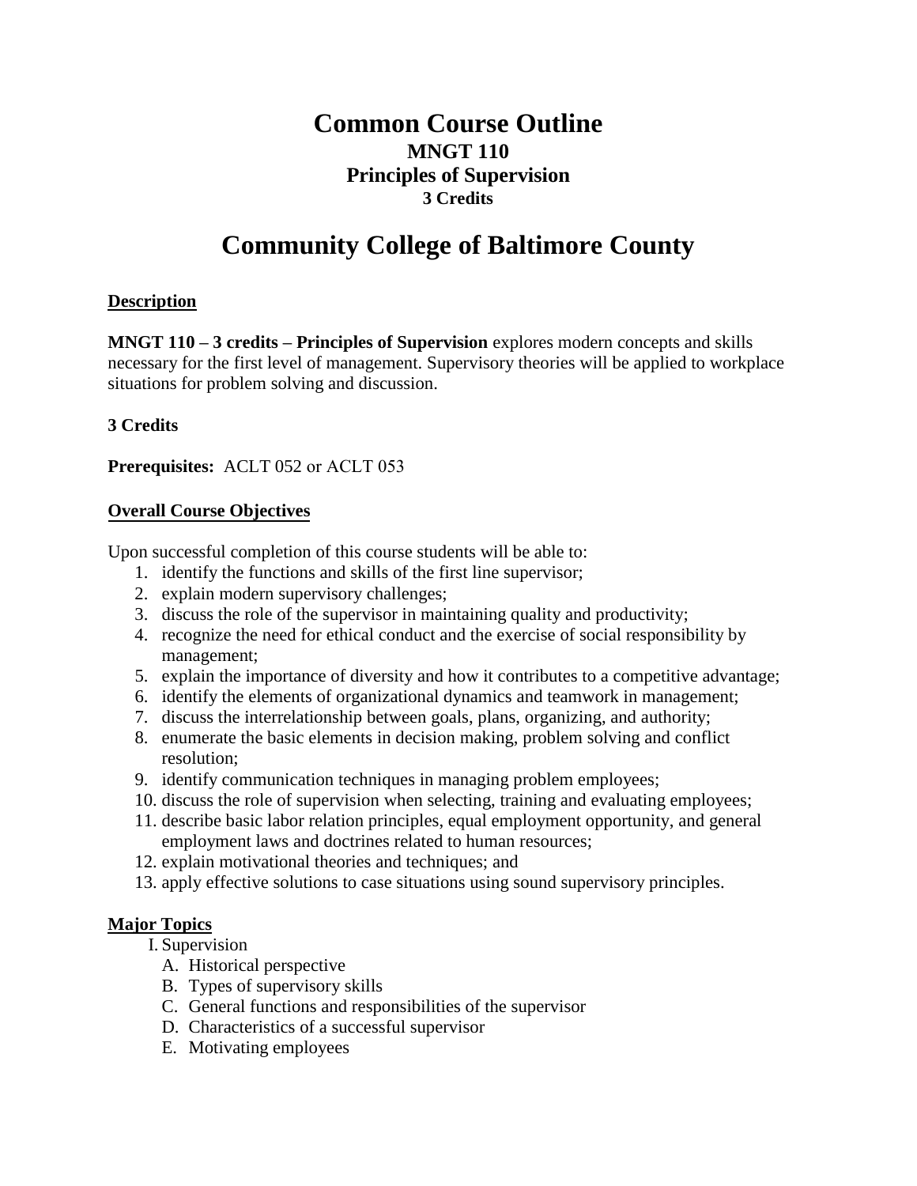# Common Course Outline
## MNGT 110
## Principles of Supervision
### 3 Credits

# Community College of Baltimore County

**Description**

**MNGT 110 – 3 credits – Principles of Supervision** explores modern concepts and skills necessary for the first level of management. Supervisory theories will be applied to workplace situations for problem solving and discussion.

**3 Credits**

**Prerequisites:** ACLT 052 or ACLT 053

**Overall Course Objectives**

Upon successful completion of this course students will be able to:

1. identify the functions and skills of the first line supervisor;
2. explain modern supervisory challenges;
3. discuss the role of the supervisor in maintaining quality and productivity;
4. recognize the need for ethical conduct and the exercise of social responsibility by management;
5. explain the importance of diversity and how it contributes to a competitive advantage;
6. identify the elements of organizational dynamics and teamwork in management;
7. discuss the interrelationship between goals, plans, organizing, and authority;
8. enumerate the basic elements in decision making, problem solving and conflict resolution;
9. identify communication techniques in managing problem employees;
10. discuss the role of supervision when selecting, training and evaluating employees;
11. describe basic labor relation principles, equal employment opportunity, and general employment laws and doctrines related to human resources;
12. explain motivational theories and techniques; and
13. apply effective solutions to case situations using sound supervisory principles.

**Major Topics**

I. Supervision
   A. Historical perspective
   B. Types of supervisory skills
   C. General functions and responsibilities of the supervisor
   D. Characteristics of a successful supervisor
   E. Motivating employees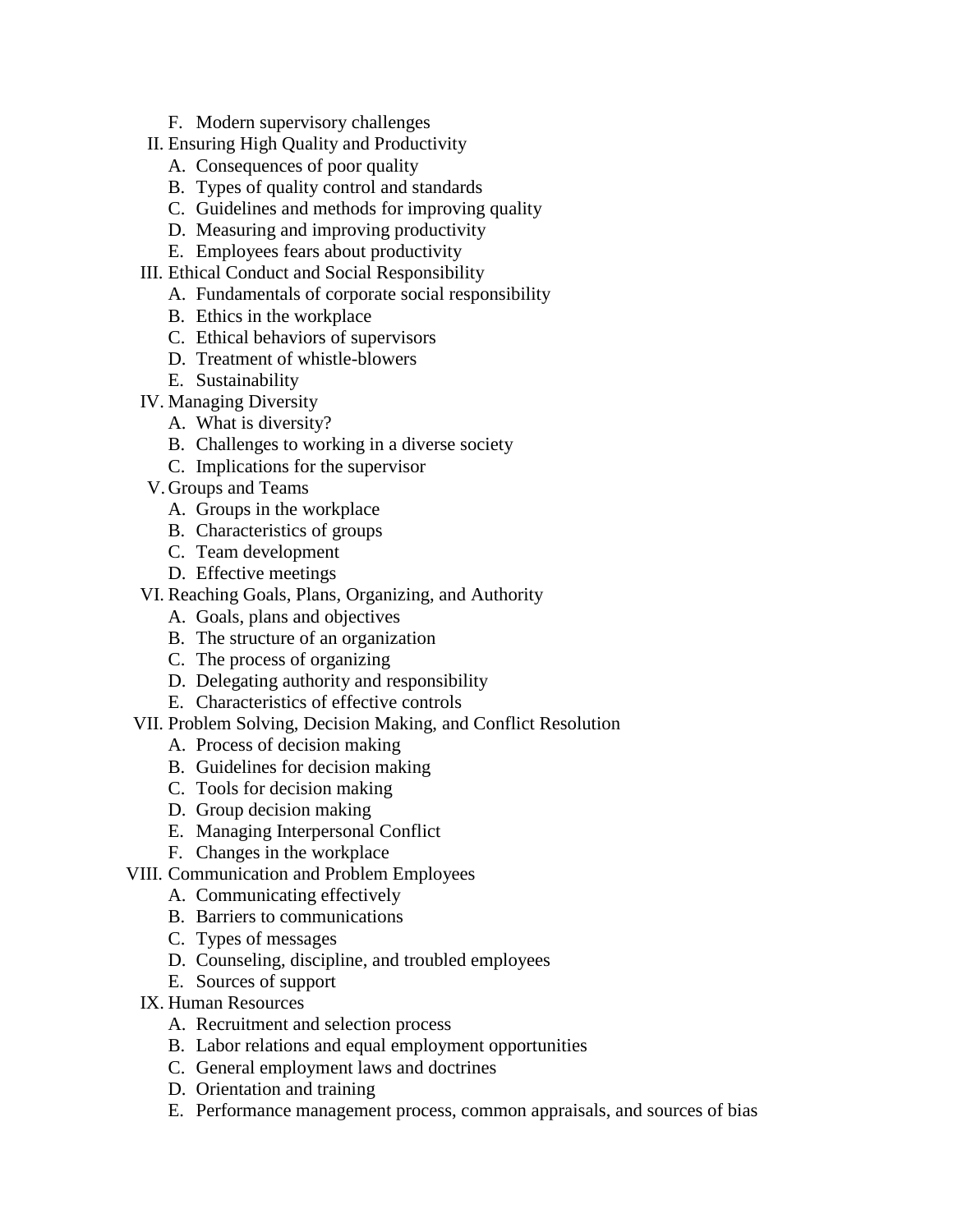F. Modern supervisory challenges

II. Ensuring High Quality and Productivity
   A. Consequences of poor quality
   B. Types of quality control and standards
   C. Guidelines and methods for improving quality
   D. Measuring and improving productivity
   E. Employees fears about productivity

III. Ethical Conduct and Social Responsibility
   A. Fundamentals of corporate social responsibility
   B. Ethics in the workplace
   C. Ethical behaviors of supervisors
   D. Treatment of whistle-blowers
   E. Sustainability

IV. Managing Diversity
   A. What is diversity?
   B. Challenges to working in a diverse society
   C. Implications for the supervisor

V. Groups and Teams
   A. Groups in the workplace
   B. Characteristics of groups
   C. Team development
   D. Effective meetings

VI. Reaching Goals, Plans, Organizing, and Authority
   A. Goals, plans and objectives
   B. The structure of an organization
   C. The process of organizing
   D. Delegating authority and responsibility
   E. Characteristics of effective controls

VII. Problem Solving, Decision Making, and Conflict Resolution
   A. Process of decision making
   B. Guidelines for decision making
   C. Tools for decision making
   D. Group decision making
   E. Managing Interpersonal Conflict
   F. Changes in the workplace

VIII. Communication and Problem Employees
   A. Communicating effectively
   B. Barriers to communications
   C. Types of messages
   D. Counseling, discipline, and troubled employees
   E. Sources of support

IX. Human Resources
   A. Recruitment and selection process
   B. Labor relations and equal employment opportunities
   C. General employment laws and doctrines
   D. Orientation and training
   E. Performance management process, common appraisals, and sources of bias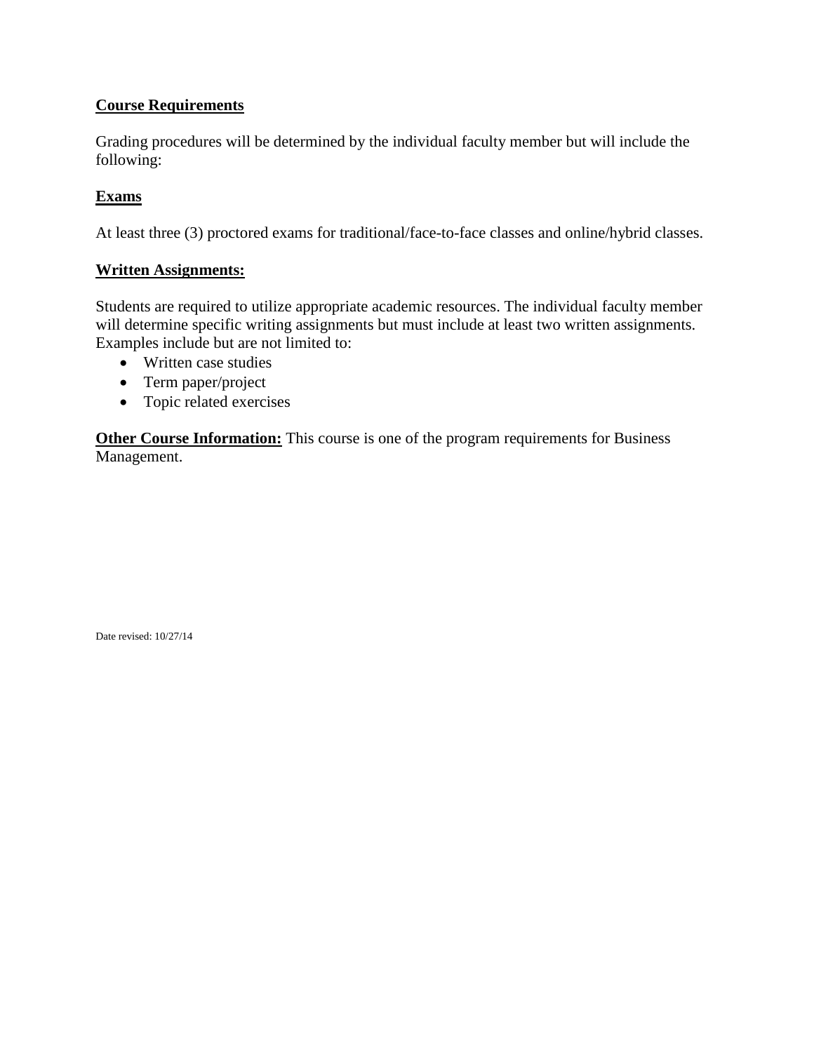**Course Requirements**

Grading procedures will be determined by the individual faculty member but will include the following:

**Exams**

At least three (3) proctored exams for traditional/face-to-face classes and online/hybrid classes.

**Written Assignments:**

Students are required to utilize appropriate academic resources. The individual faculty member will determine specific writing assignments but must include at least two written assignments. Examples include but are not limited to:

- Written case studies
- Term paper/project
- Topic related exercises

**Other Course Information:** This course is one of the program requirements for Business Management.

Date revised: 10/27/14